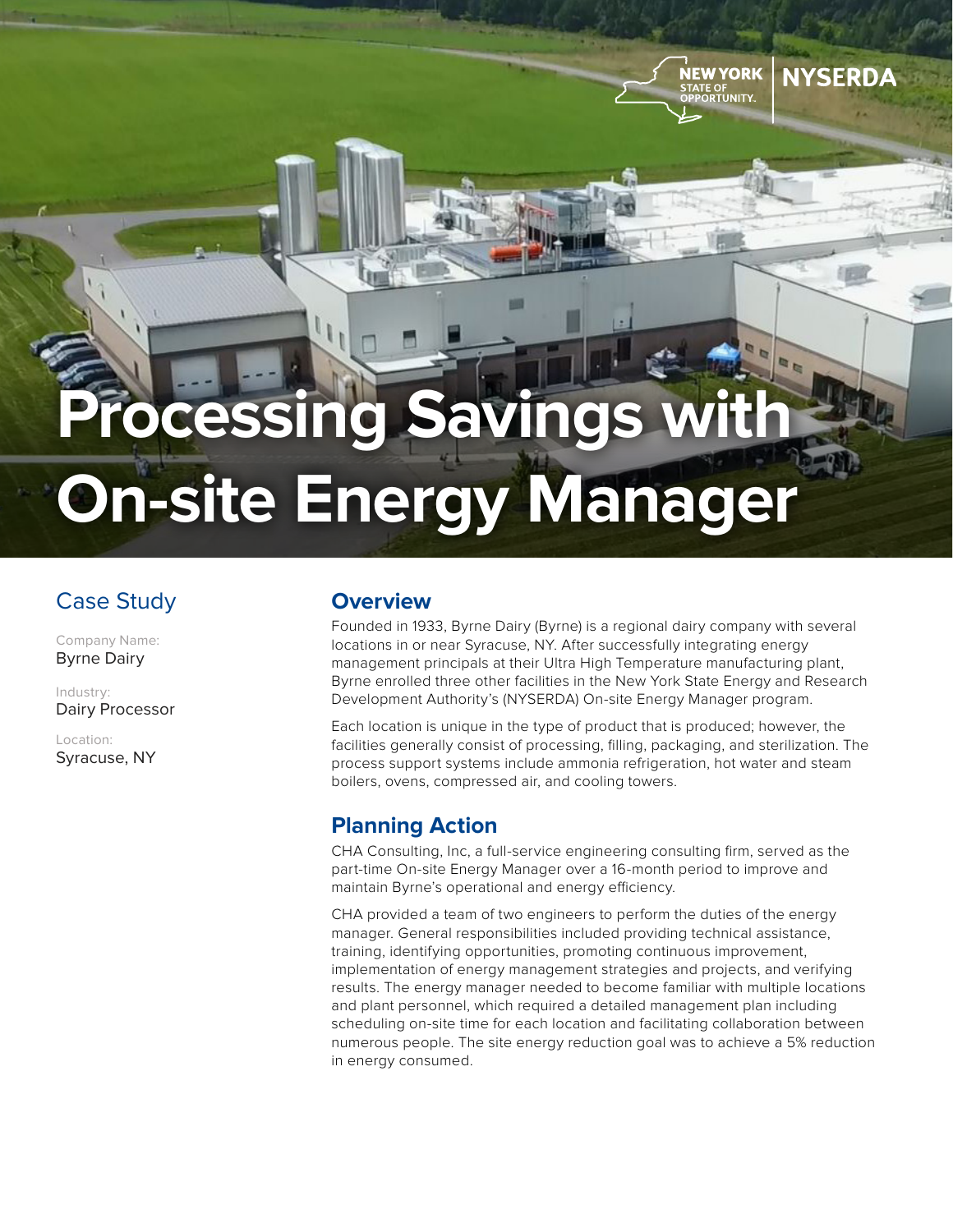NEW YORK STATE OF OPPORTUNITY. | NYSERDA

# Processing Savings with On-site Energy Manager

## Case Study

Company Name:
Byrne Dairy

Industry:
Dairy Processor

Location:
Syracuse, NY

## Overview

Founded in 1933, Byrne Dairy (Byrne) is a regional dairy company with several locations in or near Syracuse, NY. After successfully integrating energy management principals at their Ultra High Temperature manufacturing plant, Byrne enrolled three other facilities in the New York State Energy and Research Development Authority's (NYSERDA) On-site Energy Manager program.

Each location is unique in the type of product that is produced; however, the facilities generally consist of processing, filling, packaging, and sterilization. The process support systems include ammonia refrigeration, hot water and steam boilers, ovens, compressed air, and cooling towers.

## Planning Action

CHA Consulting, Inc, a full-service engineering consulting firm, served as the part-time On-site Energy Manager over a 16-month period to improve and maintain Byrne's operational and energy efficiency.

CHA provided a team of two engineers to perform the duties of the energy manager. General responsibilities included providing technical assistance, training, identifying opportunities, promoting continuous improvement, implementation of energy management strategies and projects, and verifying results. The energy manager needed to become familiar with multiple locations and plant personnel, which required a detailed management plan including scheduling on-site time for each location and facilitating collaboration between numerous people. The site energy reduction goal was to achieve a 5% reduction in energy consumed.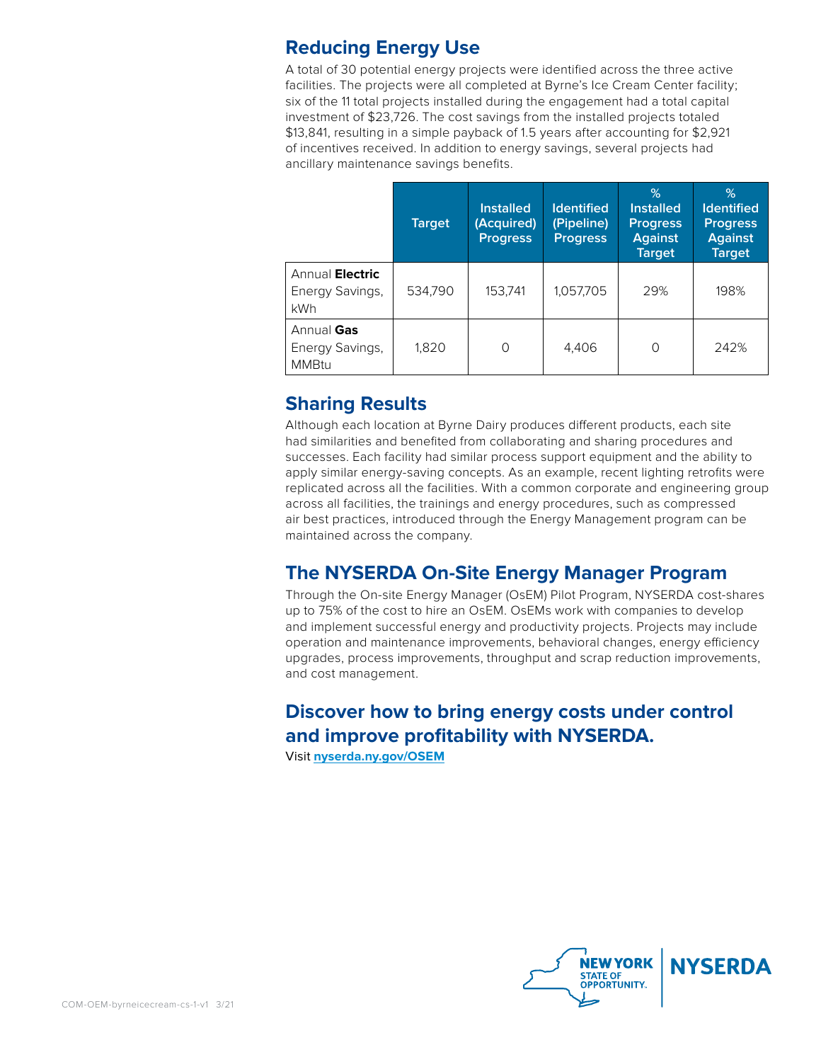## Reducing Energy Use

A total of 30 potential energy projects were identified across the three active facilities. The projects were all completed at Byrne's Ice Cream Center facility; six of the 11 total projects installed during the engagement had a total capital investment of $23,726. The cost savings from the installed projects totaled $13,841, resulting in a simple payback of 1.5 years after accounting for $2,921 of incentives received. In addition to energy savings, several projects had ancillary maintenance savings benefits.

| | Target | Installed (Acquired) Progress | Identified (Pipeline) Progress | % Installed Progress Against Target | % Identified Progress Against Target |
|---|---|---|---|---|---|
| Annual **Electric** Energy Savings, kWh | 534,790 | 153,741 | 1,057,705 | 29% | 198% |
| Annual **Gas** Energy Savings, MMBtu | 1,820 | 0 | 4,406 | 0 | 242% |

## Sharing Results

Although each location at Byrne Dairy produces different products, each site had similarities and benefited from collaborating and sharing procedures and successes. Each facility had similar process support equipment and the ability to apply similar energy-saving concepts. As an example, recent lighting retrofits were replicated across all the facilities. With a common corporate and engineering group across all facilities, the trainings and energy procedures, such as compressed air best practices, introduced through the Energy Management program can be maintained across the company.

## The NYSERDA On-Site Energy Manager Program

Through the On-site Energy Manager (OsEM) Pilot Program, NYSERDA cost-shares up to 75% of the cost to hire an OsEM. OsEMs work with companies to develop and implement successful energy and productivity projects. Projects may include operation and maintenance improvements, behavioral changes, energy efficiency upgrades, process improvements, throughput and scrap reduction improvements, and cost management.

## Discover how to bring energy costs under control and improve profitability with NYSERDA.

Visit **nyserda.ny.gov/OSEM**

NEW YORK STATE OF OPPORTUNITY. | NYSERDA

COM-OEM-byrneicecream-cs-1-v1 3/21